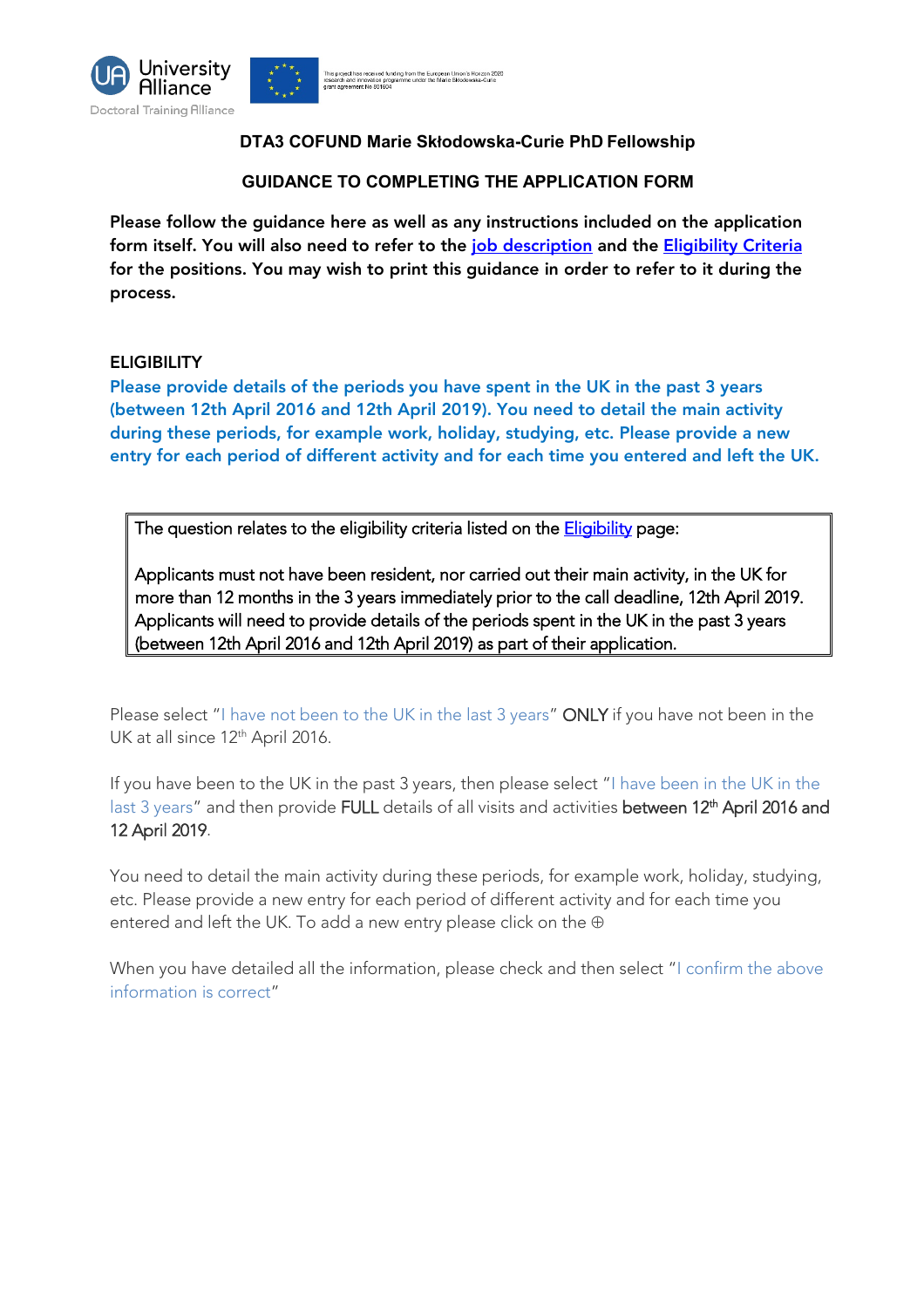University Alliance

Doctoral Training Alliance

This project has received funding from the European Union's Horizon 2020 research and innovation programme under the Marie Skłodowska-Curie grant agreement No 801604

**DTA3 COFUND Marie Skłodowska-Curie PhD Fellowship**

**GUIDANCE TO COMPLETING THE APPLICATION FORM**

**Please follow the guidance here as well as any instructions included on the application form itself. You will also need to refer to the job description and the Eligibility Criteria for the positions. You may wish to print this guidance in order to refer to it during the process.**

## ELIGIBILITY

**Please provide details of the periods you have spent in the UK in the past 3 years (between 12th April 2016 and 12th April 2019). You need to detail the main activity during these periods, for example work, holiday, studying, etc. Please provide a new entry for each period of different activity and for each time you entered and left the UK.**

> The question relates to the eligibility criteria listed on the Eligibility page:
>
> Applicants must not have been resident, nor carried out their main activity, in the UK for more than 12 months in the 3 years immediately prior to the call deadline, 12th April 2019. Applicants will need to provide details of the periods spent in the UK in the past 3 years (between 12th April 2016 and 12th April 2019) as part of their application.

Please select "I have not been to the UK in the last 3 years" ONLY if you have not been in the UK at all since 12th April 2016.

If you have been to the UK in the past 3 years, then please select "I have been in the UK in the last 3 years" and then provide FULL details of all visits and activities between 12th April 2016 and 12 April 2019.

You need to detail the main activity during these periods, for example work, holiday, studying, etc. Please provide a new entry for each period of different activity and for each time you entered and left the UK. To add a new entry please click on the ⊕

When you have detailed all the information, please check and then select "I confirm the above information is correct"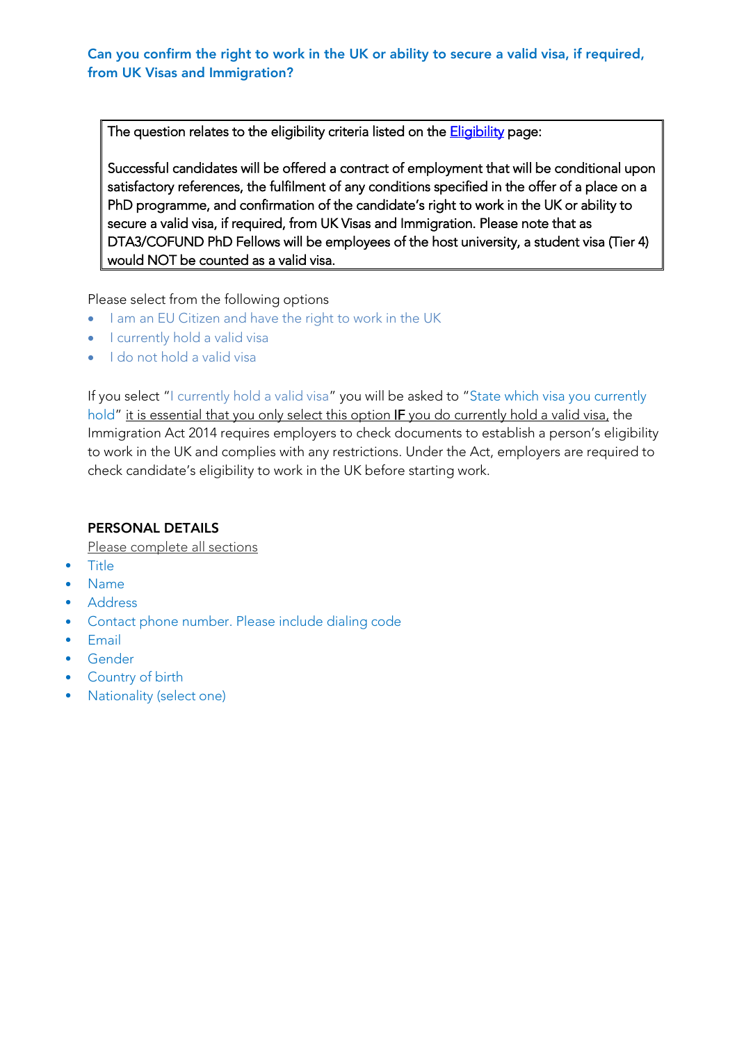**Can you confirm the right to work in the UK or ability to secure a valid visa, if required, from UK Visas and Immigration?**

> The question relates to the eligibility criteria listed on the [Eligibility]() page:
>
> Successful candidates will be offered a contract of employment that will be conditional upon satisfactory references, the fulfilment of any conditions specified in the offer of a place on a PhD programme, and confirmation of the candidate's right to work in the UK or ability to secure a valid visa, if required, from UK Visas and Immigration. Please note that as DTA3/COFUND PhD Fellows will be employees of the host university, a student visa (Tier 4) would NOT be counted as a valid visa.

Please select from the following options

- I am an EU Citizen and have the right to work in the UK
- I currently hold a valid visa
- I do not hold a valid visa

If you select "I currently hold a valid visa" you will be asked to "State which visa you currently hold" it is essential that you only select this option IF you do currently hold a valid visa, the Immigration Act 2014 requires employers to check documents to establish a person's eligibility to work in the UK and complies with any restrictions. Under the Act, employers are required to check candidate's eligibility to work in the UK before starting work.

**PERSONAL DETAILS**

Please complete all sections

- Title
- Name
- Address
- Contact phone number. Please include dialing code
- Email
- Gender
- Country of birth
- Nationality (select one)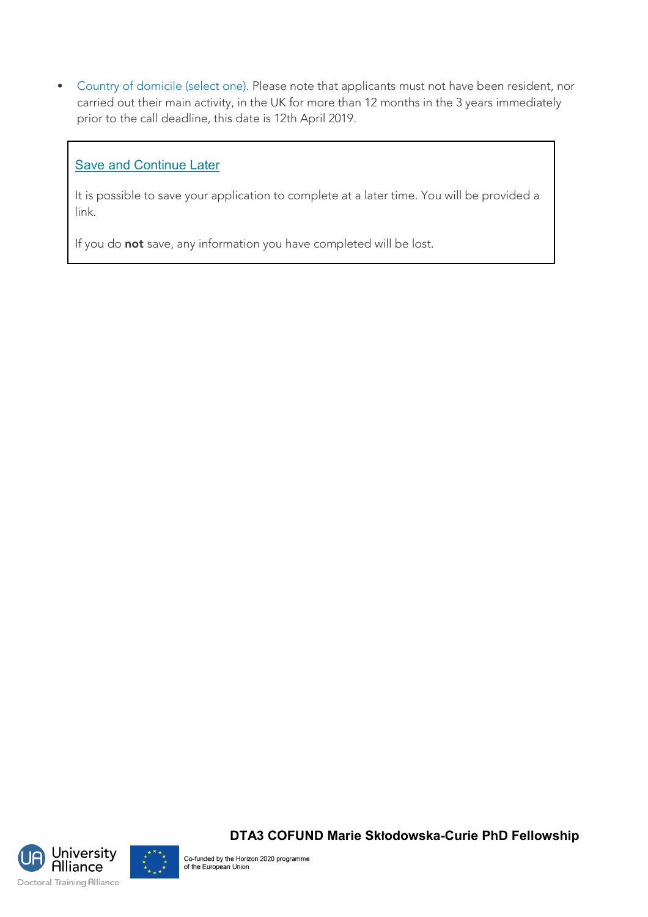- Country of domicile (select one). Please note that applicants must not have been resident, nor carried out their main activity, in the UK for more than 12 months in the 3 years immediately prior to the call deadline, this date is 12th April 2019.

> **Save and Continue Later**
>
> It is possible to save your application to complete at a later time. You will be provided a link.
>
> If you do **not** save, any information you have completed will be lost.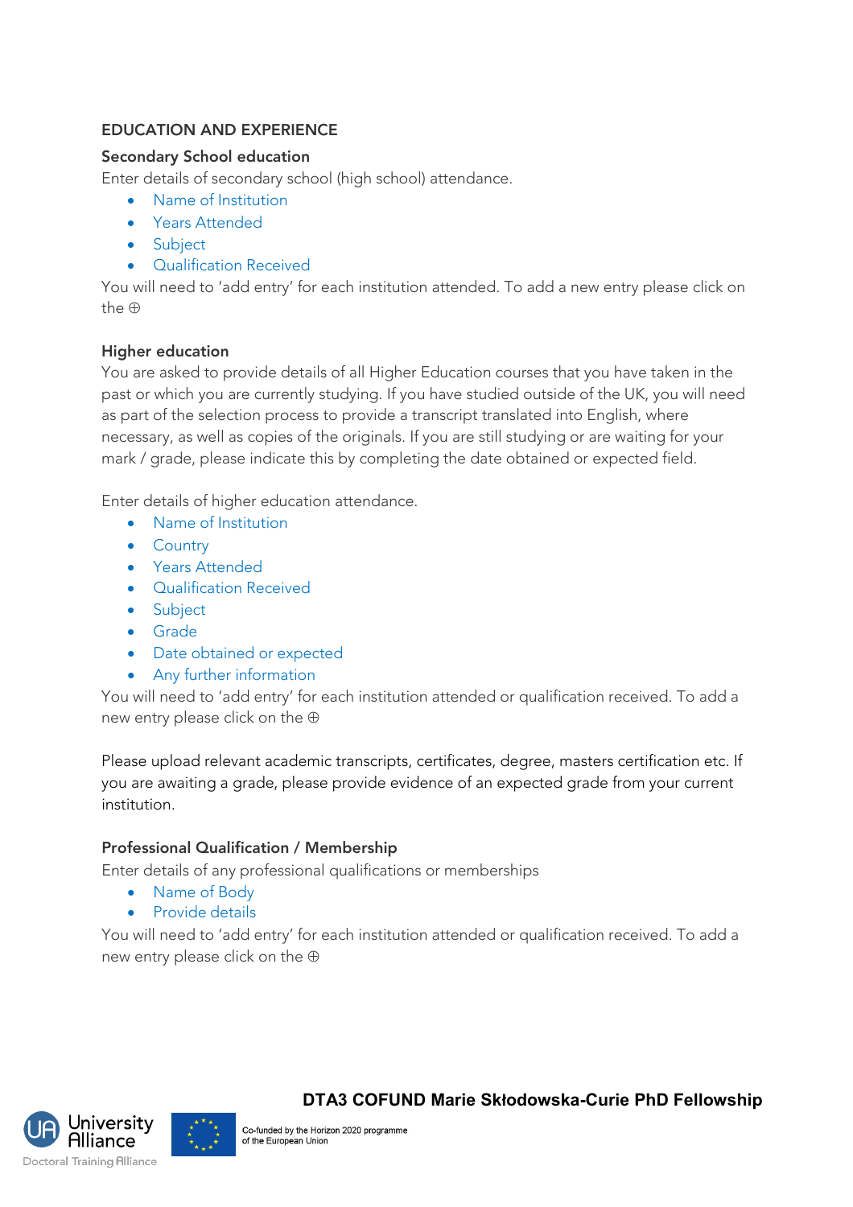## EDUCATION AND EXPERIENCE

### Secondary School education

Enter details of secondary school (high school) attendance.

- Name of Institution
- Years Attended
- Subject
- Qualification Received

You will need to 'add entry' for each institution attended. To add a new entry please click on the ⊕

### Higher education

You are asked to provide details of all Higher Education courses that you have taken in the past or which you are currently studying. If you have studied outside of the UK, you will need as part of the selection process to provide a transcript translated into English, where necessary, as well as copies of the originals. If you are still studying or are waiting for your mark / grade, please indicate this by completing the date obtained or expected field.

Enter details of higher education attendance.

- Name of Institution
- Country
- Years Attended
- Qualification Received
- Subject
- Grade
- Date obtained or expected
- Any further information

You will need to 'add entry' for each institution attended or qualification received. To add a new entry please click on the ⊕

Please upload relevant academic transcripts, certificates, degree, masters certification etc. If you are awaiting a grade, please provide evidence of an expected grade from your current institution.

### Professional Qualification / Membership

Enter details of any professional qualifications or memberships

- Name of Body
- Provide details

You will need to 'add entry' for each institution attended or qualification received. To add a new entry please click on the ⊕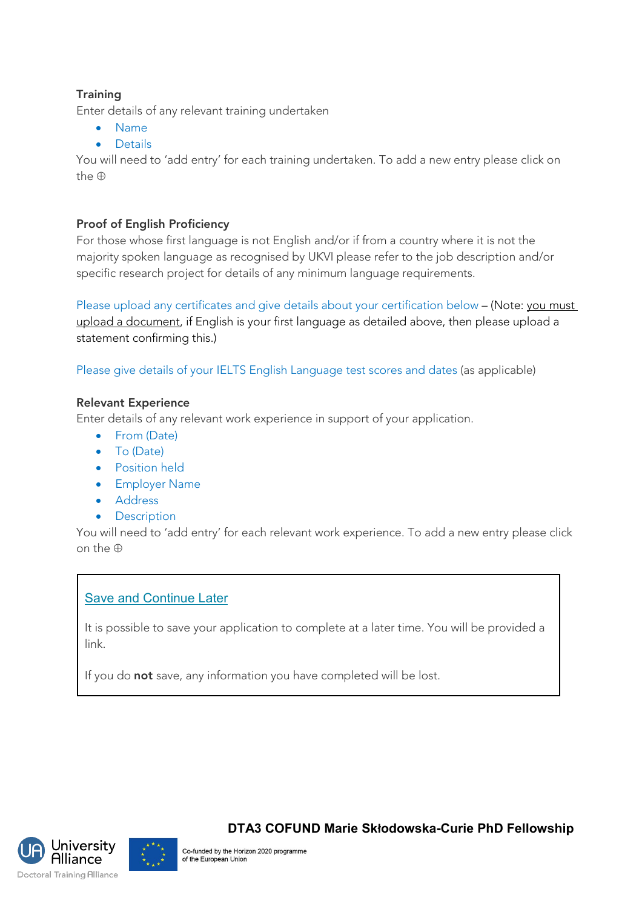**Training**

Enter details of any relevant training undertaken

- Name
- Details

You will need to 'add entry' for each training undertaken. To add a new entry please click on the ⊕

**Proof of English Proficiency**

For those whose first language is not English and/or if from a country where it is not the majority spoken language as recognised by UKVI please refer to the job description and/or specific research project for details of any minimum language requirements.

Please upload any certificates and give details about your certification below – (Note: you must upload a document, if English is your first language as detailed above, then please upload a statement confirming this.)

Please give details of your IELTS English Language test scores and dates (as applicable)

**Relevant Experience**

Enter details of any relevant work experience in support of your application.

- From (Date)
- To (Date)
- Position held
- Employer Name
- Address
- Description

You will need to 'add entry' for each relevant work experience. To add a new entry please click on the ⊕

> Save and Continue Later
>
> It is possible to save your application to complete at a later time. You will be provided a link.
>
> If you do **not** save, any information you have completed will be lost.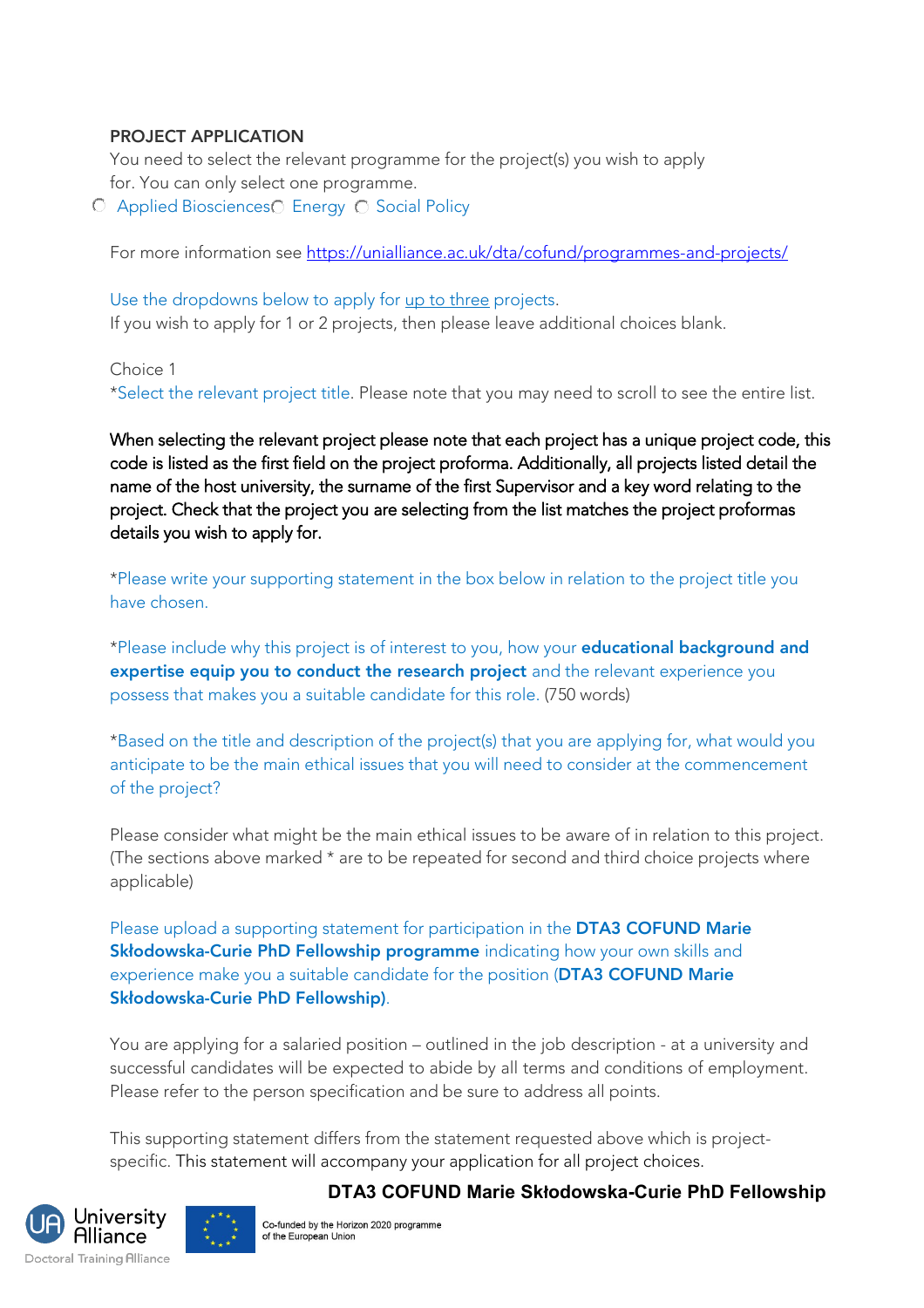**PROJECT APPLICATION**

You need to select the relevant programme for the project(s) you wish to apply for. You can only select one programme.

- Applied Biosciences
- Energy
- Social Policy

For more information see https://unialliance.ac.uk/dta/cofund/programmes-and-projects/

Use the dropdowns below to apply for up to three projects.
If you wish to apply for 1 or 2 projects, then please leave additional choices blank.

Choice 1
*Select the relevant project title. Please note that you may need to scroll to see the entire list.

When selecting the relevant project please note that each project has a unique project code, this code is listed as the first field on the project proforma. Additionally, all projects listed detail the name of the host university, the surname of the first Supervisor and a key word relating to the project. Check that the project you are selecting from the list matches the project proformas details you wish to apply for.

*Please write your supporting statement in the box below in relation to the project title you have chosen.

*Please include why this project is of interest to you, how your **educational background and expertise equip you to conduct the research project** and the relevant experience you possess that makes you a suitable candidate for this role. (750 words)

*Based on the title and description of the project(s) that you are applying for, what would you anticipate to be the main ethical issues that you will need to consider at the commencement of the project?

Please consider what might be the main ethical issues to be aware of in relation to this project. (The sections above marked * are to be repeated for second and third choice projects where applicable)

Please upload a supporting statement for participation in the **DTA3 COFUND Marie Skłodowska-Curie PhD Fellowship programme** indicating how your own skills and experience make you a suitable candidate for the position (**DTA3 COFUND Marie Skłodowska-Curie PhD Fellowship)**.

You are applying for a salaried position – outlined in the job description - at a university and successful candidates will be expected to abide by all terms and conditions of employment. Please refer to the person specification and be sure to address all points.

This supporting statement differs from the statement requested above which is project-specific. This statement will accompany your application for all project choices.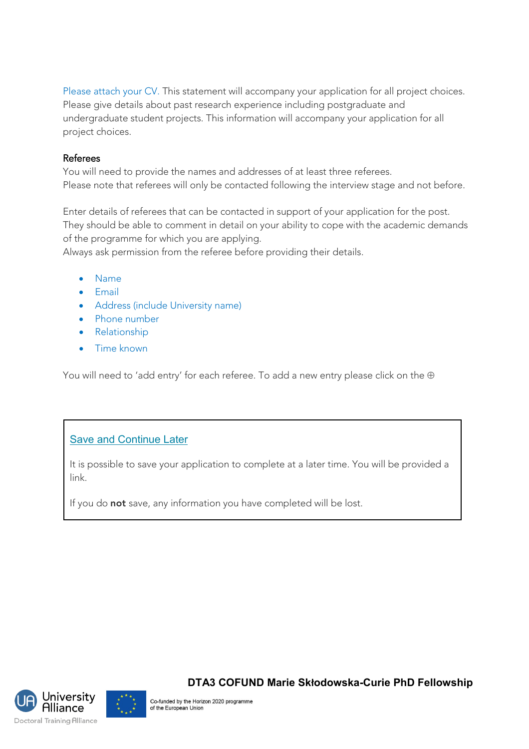Please attach your CV. This statement will accompany your application for all project choices. Please give details about past research experience including postgraduate and undergraduate student projects. This information will accompany your application for all project choices.

### Referees

You will need to provide the names and addresses of at least three referees.
Please note that referees will only be contacted following the interview stage and not before.

Enter details of referees that can be contacted in support of your application for the post. They should be able to comment in detail on your ability to cope with the academic demands of the programme for which you are applying.
Always ask permission from the referee before providing their details.

- Name
- Email
- Address (include University name)
- Phone number
- Relationship
- Time known

You will need to 'add entry' for each referee. To add a new entry please click on the ⊕

Save and Continue Later

It is possible to save your application to complete at a later time. You will be provided a link.

If you do **not** save, any information you have completed will be lost.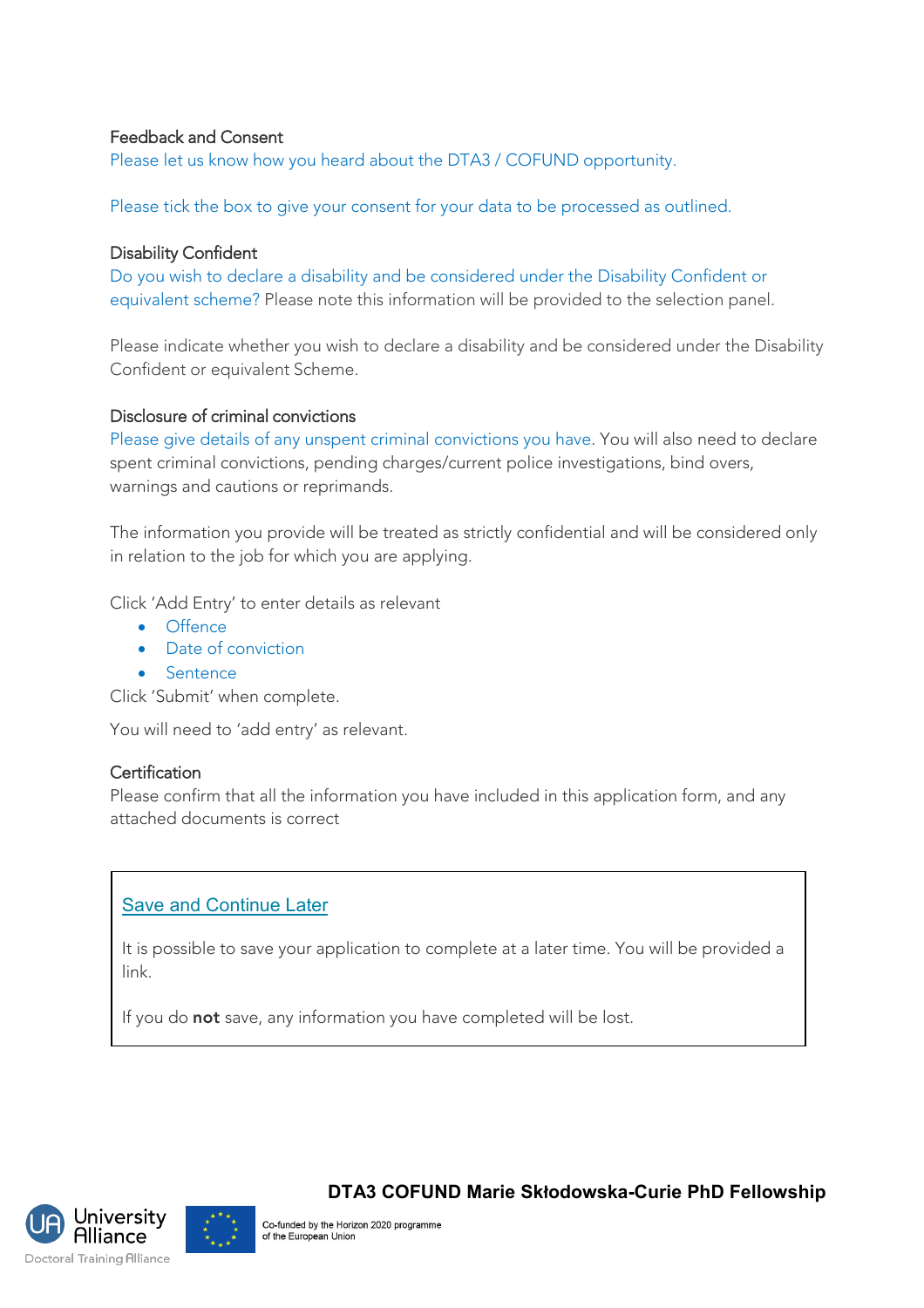### Feedback and Consent

Please let us know how you heard about the DTA3 / COFUND opportunity.

Please tick the box to give your consent for your data to be processed as outlined.

### Disability Confident

Do you wish to declare a disability and be considered under the Disability Confident or equivalent scheme? Please note this information will be provided to the selection panel.

Please indicate whether you wish to declare a disability and be considered under the Disability Confident or equivalent Scheme.

### Disclosure of criminal convictions

Please give details of any unspent criminal convictions you have. You will also need to declare spent criminal convictions, pending charges/current police investigations, bind overs, warnings and cautions or reprimands.

The information you provide will be treated as strictly confidential and will be considered only in relation to the job for which you are applying.

Click 'Add Entry' to enter details as relevant

- Offence
- Date of conviction
- Sentence

Click 'Submit' when complete.

You will need to 'add entry' as relevant.

### Certification

Please confirm that all the information you have included in this application form, and any attached documents is correct

> **Save and Continue Later**
>
> It is possible to save your application to complete at a later time. You will be provided a link.
>
> If you do **not** save, any information you have completed will be lost.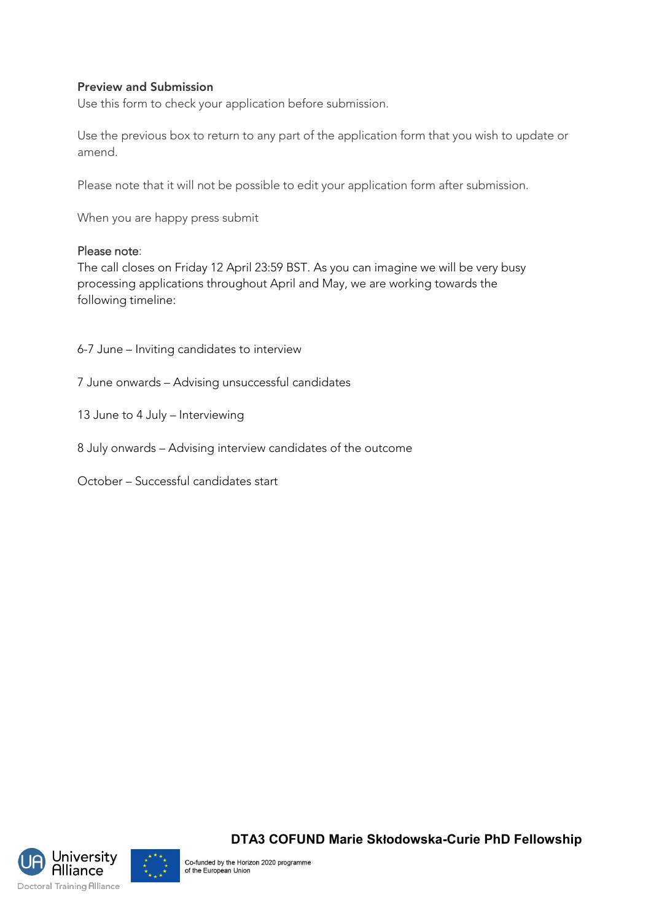**Preview and Submission**

Use this form to check your application before submission.

Use the previous box to return to any part of the application form that you wish to update or amend.

Please note that it will not be possible to edit your application form after submission.

When you are happy press submit

Please note:

The call closes on Friday 12 April 23:59 BST. As you can imagine we will be very busy processing applications throughout April and May, we are working towards the following timeline:

6-7 June – Inviting candidates to interview

7 June onwards – Advising unsuccessful candidates

13 June to 4 July – Interviewing

8 July onwards – Advising interview candidates of the outcome

October – Successful candidates start